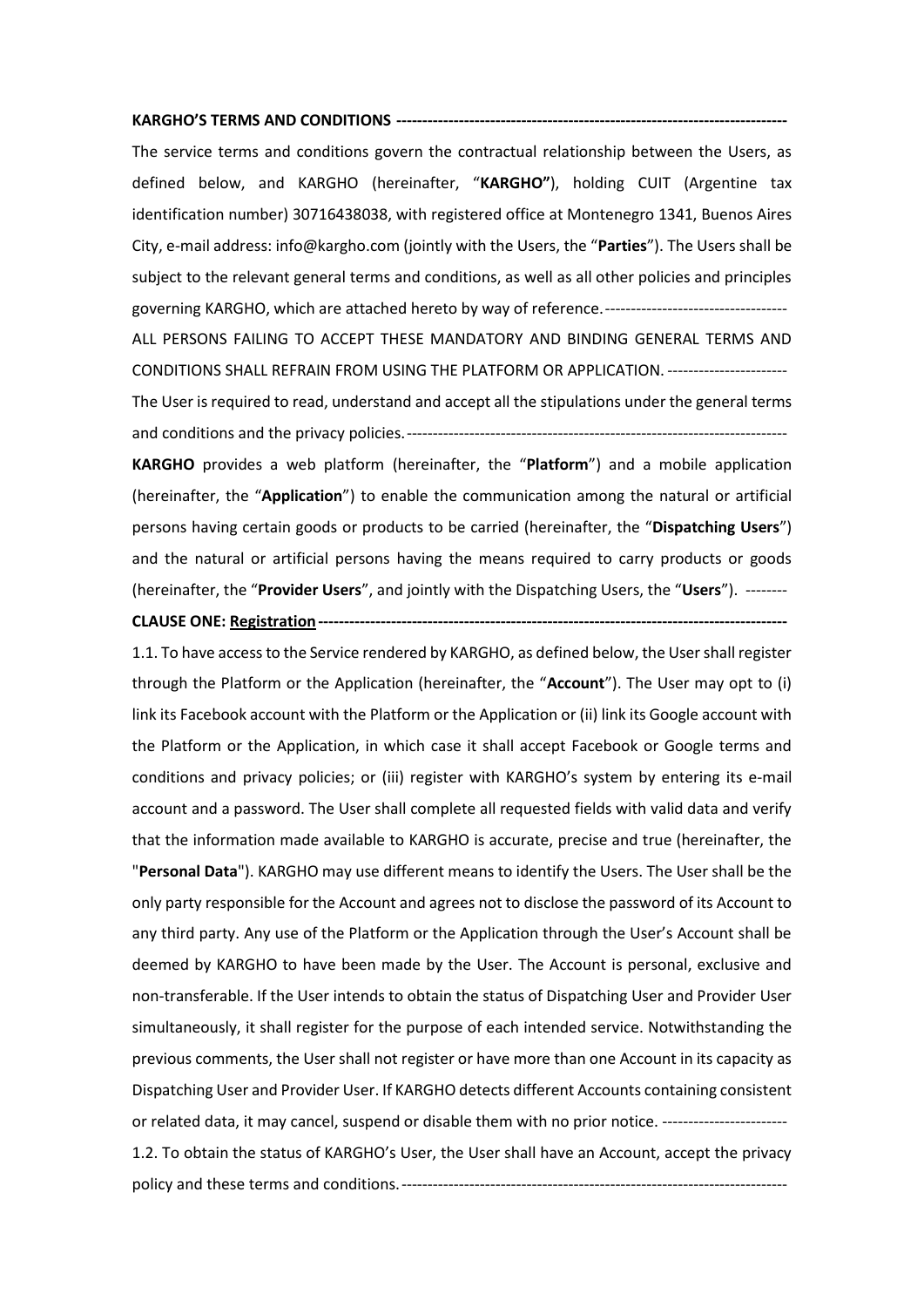**KARGHO'S TERMS AND CONDITIONS** ---------------------------------------------------------------------------

The service terms and conditions govern the contractual relationship between the Users, as defined below, and KARGHO (hereinafter, "**KARGHO"**), holding CUIT (Argentine tax identification number) 30716438038, with registered office at Montenegro 1341, Buenos Aires City, e-mail address: info@kargho.com (jointly with the Users, the "**Parties**"). The Users shall be subject to the relevant general terms and conditions, as well as all other policies and principles governing KARGHO, which are attached hereto by way of reference.-----------------------------------

ALL PERSONS FAILING TO ACCEPT THESE MANDATORY AND BINDING GENERAL TERMS AND CONDITIONS SHALL REFRAIN FROM USING THE PLATFORM OR APPLICATION. -----------------------

The User is required to read, understand and accept all the stipulations under the general terms and conditions and the privacy policies.-------------------------------------------------------------------------

**KARGHO** provides a web platform (hereinafter, the "**Platform**") and a mobile application (hereinafter, the "**Application**") to enable the communication among the natural or artificial persons having certain goods or products to be carried (hereinafter, the "**Dispatching Users**") and the natural or artificial persons having the means required to carry products or goods (hereinafter, the "**Provider Users**", and jointly with the Dispatching Users, the "**Users**"). --------

**CLAUSE ONE: Registration** ------------------------------------------------------------------------------------------

1.1. To have access to the Service rendered by KARGHO, as defined below, the User shall register through the Platform or the Application (hereinafter, the "**Account**"). The User may opt to (i) link its Facebook account with the Platform or the Application or (ii) link its Google account with the Platform or the Application, in which case it shall accept Facebook or Google terms and conditions and privacy policies; or (iii) register with KARGHO's system by entering its e-mail account and a password. The User shall complete all requested fields with valid data and verify that the information made available to KARGHO is accurate, precise and true (hereinafter, the "**Personal Data**"). KARGHO may use different means to identify the Users. The User shall be the only party responsible for the Account and agrees not to disclose the password of its Account to any third party. Any use of the Platform or the Application through the User's Account shall be deemed by KARGHO to have been made by the User. The Account is personal, exclusive and non-transferable. If the User intends to obtain the status of Dispatching User and Provider User simultaneously, it shall register for the purpose of each intended service. Notwithstanding the previous comments, the User shall not register or have more than one Account in its capacity as Dispatching User and Provider User. If KARGHO detects different Accounts containing consistent or related data, it may cancel, suspend or disable them with no prior notice. ------------------------

1.2. To obtain the status of KARGHO's User, the User shall have an Account, accept the privacy policy and these terms and conditions.--------------------------------------------------------------------------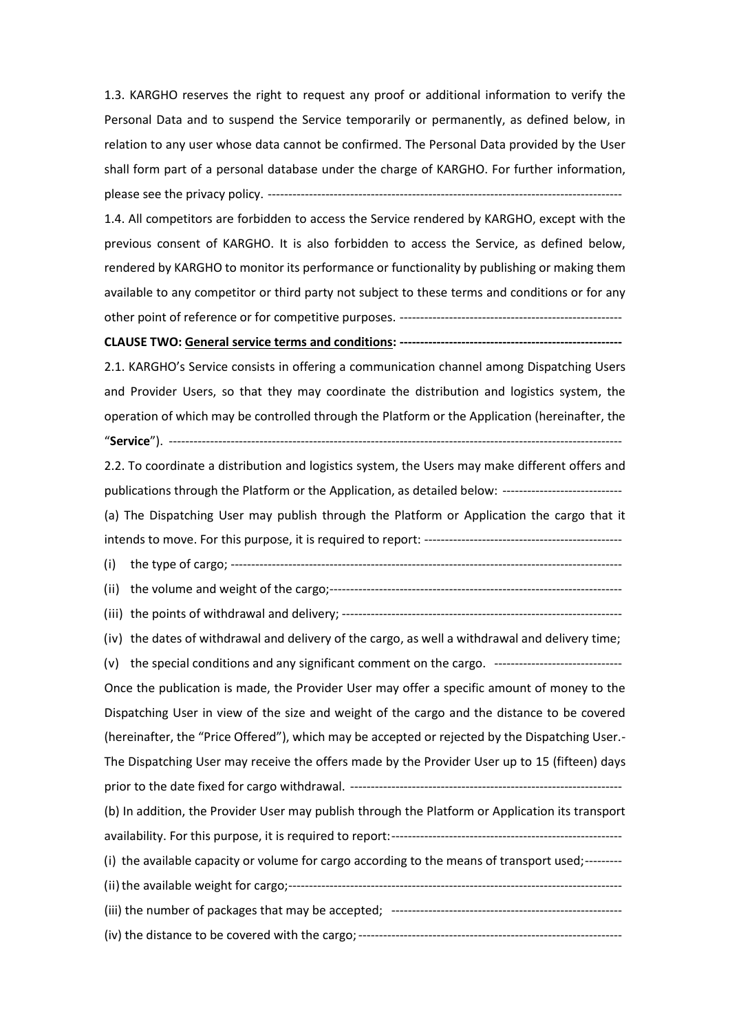1.3. KARGHO reserves the right to request any proof or additional information to verify the Personal Data and to suspend the Service temporarily or permanently, as defined below, in relation to any user whose data cannot be confirmed. The Personal Data provided by the User shall form part of a personal database under the charge of KARGHO. For further information, please see the privacy policy. -----------------------------------------------------------------------------------------

1.4. All competitors are forbidden to access the Service rendered by KARGHO, except with the previous consent of KARGHO. It is also forbidden to access the Service, as defined below, rendered by KARGHO to monitor its performance or functionality by publishing or making them available to any competitor or third party not subject to these terms and conditions or for any other point of reference or for competitive purposes. ------------------------------------------------------

**CLAUSE TWO: General service terms and conditions: -----------------------------------------------------**

2.1. KARGHO's Service consists in offering a communication channel among Dispatching Users and Provider Users, so that they may coordinate the distribution and logistics system, the operation of which may be controlled through the Platform or the Application (hereinafter, the "**Service**"). ----------------------------------------------------------------------------------------------------------------

2.2. To coordinate a distribution and logistics system, the Users may make different offers and publications through the Platform or the Application, as detailed below: -----------------------------

(a) The Dispatching User may publish through the Platform or Application the cargo that it intends to move. For this purpose, it is required to report: ------------------------------------------------

(i) the type of cargo; ------------------------------------------------------------------------------------------------

(ii) the volume and weight of the cargo;-----------------------------------------------------------------------

(iii) the points of withdrawal and delivery; -------------------------------------------------------------------

(iv) the dates of withdrawal and delivery of the cargo, as well a withdrawal and delivery time;

(v) the special conditions and any significant comment on the cargo. -------------------------------

Once the publication is made, the Provider User may offer a specific amount of money to the Dispatching User in view of the size and weight of the cargo and the distance to be covered (hereinafter, the "Price Offered"), which may be accepted or rejected by the Dispatching User.- The Dispatching User may receive the offers made by the Provider User up to 15 (fifteen) days prior to the date fixed for cargo withdrawal. ------------------------------------------------------------------

(b) In addition, the Provider User may publish through the Platform or Application its transport availability. For this purpose, it is required to report:--------------------------------------------------------

(i) the available capacity or volume for cargo according to the means of transport used;---------

(ii) the available weight for cargo;---------------------------------------------------------------------------------

(iii) the number of packages that may be accepted; --------------------------------------------------------

(iv) the distance to be covered with the cargo;----------------------------------------------------------------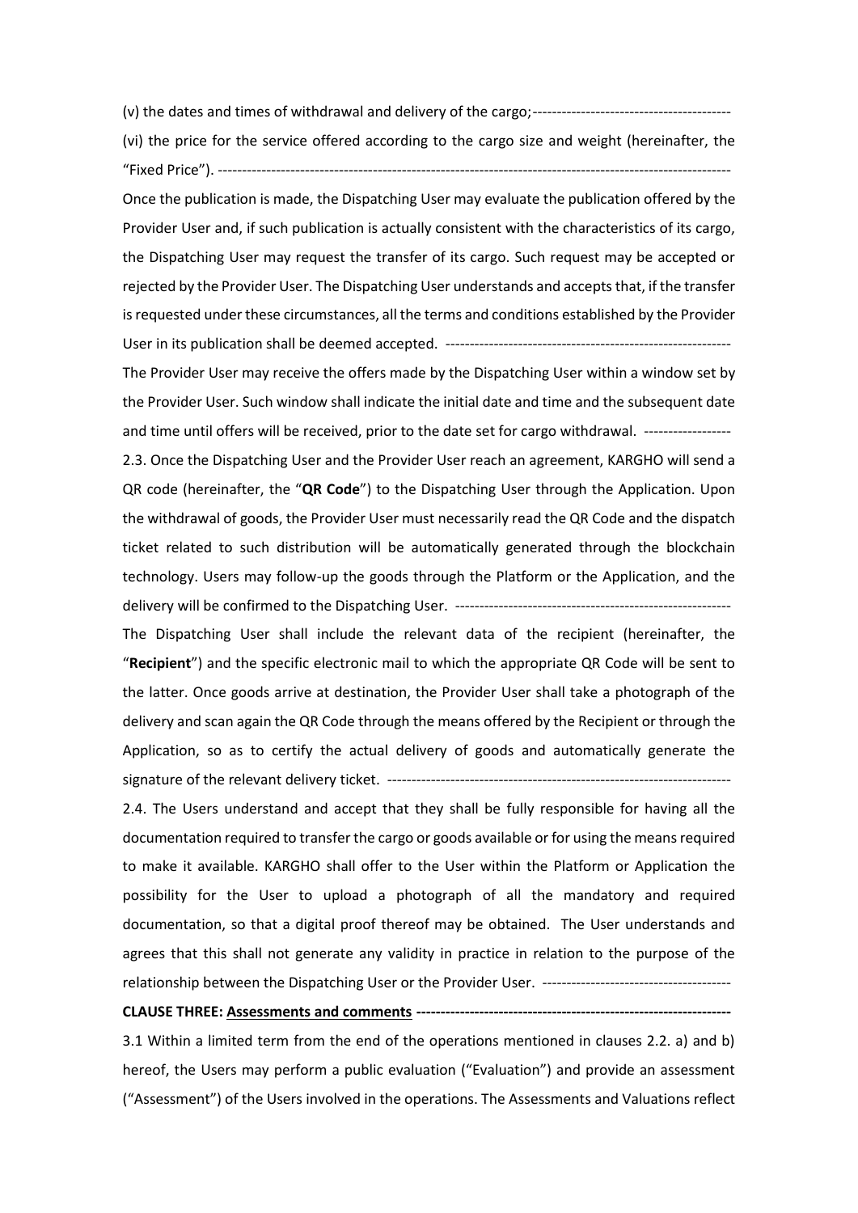(v) the dates and times of withdrawal and delivery of the cargo;-----------------------------------------

(vi) the price for the service offered according to the cargo size and weight (hereinafter, the "Fixed Price"). ----------------------------------------------------------------------------------------------------------

Once the publication is made, the Dispatching User may evaluate the publication offered by the Provider User and, if such publication is actually consistent with the characteristics of its cargo, the Dispatching User may request the transfer of its cargo. Such request may be accepted or rejected by the Provider User. The Dispatching User understands and accepts that, if the transfer is requested under these circumstances, all the terms and conditions established by the Provider User in its publication shall be deemed accepted. -----------------------------------------------------------

The Provider User may receive the offers made by the Dispatching User within a window set by the Provider User. Such window shall indicate the initial date and time and the subsequent date and time until offers will be received, prior to the date set for cargo withdrawal. ------------------

2.3. Once the Dispatching User and the Provider User reach an agreement, KARGHO will send a QR code (hereinafter, the "**QR Code**") to the Dispatching User through the Application. Upon the withdrawal of goods, the Provider User must necessarily read the QR Code and the dispatch ticket related to such distribution will be automatically generated through the blockchain technology. Users may follow-up the goods through the Platform or the Application, and the delivery will be confirmed to the Dispatching User. ---------------------------------------------------------

The Dispatching User shall include the relevant data of the recipient (hereinafter, the "**Recipient**") and the specific electronic mail to which the appropriate QR Code will be sent to the latter. Once goods arrive at destination, the Provider User shall take a photograph of the delivery and scan again the QR Code through the means offered by the Recipient or through the Application, so as to certify the actual delivery of goods and automatically generate the signature of the relevant delivery ticket. -----------------------------------------------------------------------

2.4. The Users understand and accept that they shall be fully responsible for having all the documentation required to transfer the cargo or goods available or for using the means required to make it available. KARGHO shall offer to the User within the Platform or Application the possibility for the User to upload a photograph of all the mandatory and required documentation, so that a digital proof thereof may be obtained. The User understands and agrees that this shall not generate any validity in practice in relation to the purpose of the relationship between the Dispatching User or the Provider User. ---------------------------------------

**CLAUSE THREE: Assessments and comments -----------------------------------------------------------------**

3.1 Within a limited term from the end of the operations mentioned in clauses 2.2. a) and b) hereof, the Users may perform a public evaluation ("Evaluation") and provide an assessment ("Assessment") of the Users involved in the operations. The Assessments and Valuations reflect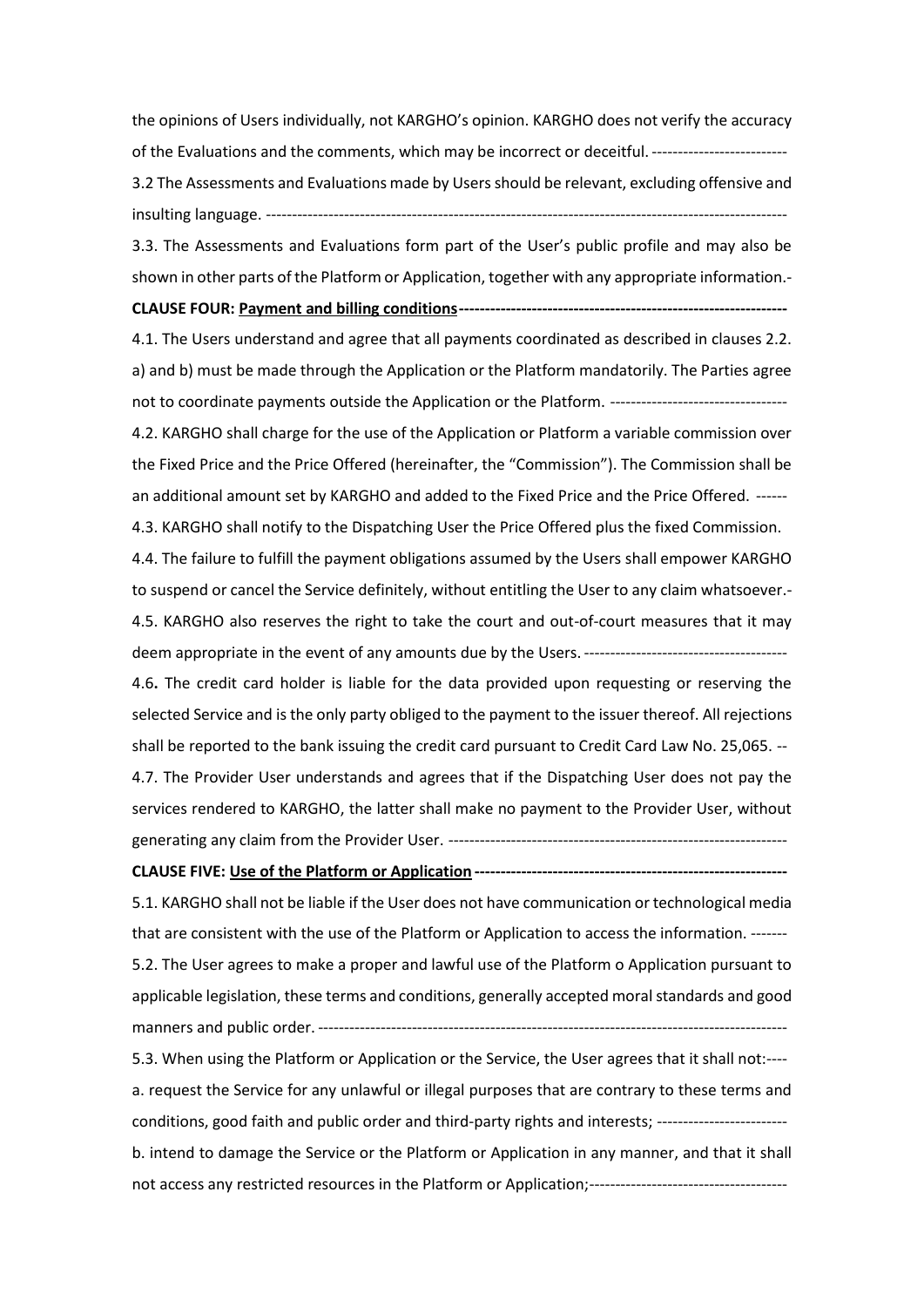the opinions of Users individually, not KARGHO's opinion. KARGHO does not verify the accuracy of the Evaluations and the comments, which may be incorrect or deceitful. -------------------------

3.2 The Assessments and Evaluations made by Users should be relevant, excluding offensive and insulting language. ---------------------------------------------------------------------------------------------------

3.3. The Assessments and Evaluations form part of the User's public profile and may also be shown in other parts of the Platform or Application, together with any appropriate information.-

**CLAUSE FOUR: <u>Payment and billing conditions</u>--------------------------------------------------------------**

4.1. The Users understand and agree that all payments coordinated as described in clauses 2.2. a) and b) must be made through the Application or the Platform mandatorily. The Parties agree not to coordinate payments outside the Application or the Platform. ---------------------------------

4.2. KARGHO shall charge for the use of the Application or Platform a variable commission over the Fixed Price and the Price Offered (hereinafter, the "Commission"). The Commission shall be an additional amount set by KARGHO and added to the Fixed Price and the Price Offered. ------

4.3. KARGHO shall notify to the Dispatching User the Price Offered plus the fixed Commission.

4.4. The failure to fulfill the payment obligations assumed by the Users shall empower KARGHO to suspend or cancel the Service definitely, without entitling the User to any claim whatsoever.-

4.5. KARGHO also reserves the right to take the court and out-of-court measures that it may deem appropriate in the event of any amounts due by the Users. --------------------------------------

4.6**.** The credit card holder is liable for the data provided upon requesting or reserving the selected Service and is the only party obliged to the payment to the issuer thereof. All rejections shall be reported to the bank issuing the credit card pursuant to Credit Card Law No. 25,065. --

4.7. The Provider User understands and agrees that if the Dispatching User does not pay the services rendered to KARGHO, the latter shall make no payment to the Provider User, without generating any claim from the Provider User. ----------------------------------------------------------------

**CLAUSE FIVE: <u>Use of the Platform or Application</u>-----------------------------------------------------------**

5.1. KARGHO shall not be liable if the User does not have communication or technological media that are consistent with the use of the Platform or Application to access the information. -------

5.2. The User agrees to make a proper and lawful use of the Platform o Application pursuant to applicable legislation, these terms and conditions, generally accepted moral standards and good manners and public order. -----------------------------------------------------------------------------------------

5.3. When using the Platform or Application or the Service, the User agrees that it shall not:----

a. request the Service for any unlawful or illegal purposes that are contrary to these terms and conditions, good faith and public order and third-party rights and interests; ------------------------

b. intend to damage the Service or the Platform or Application in any manner, and that it shall not access any restricted resources in the Platform or Application;-------------------------------------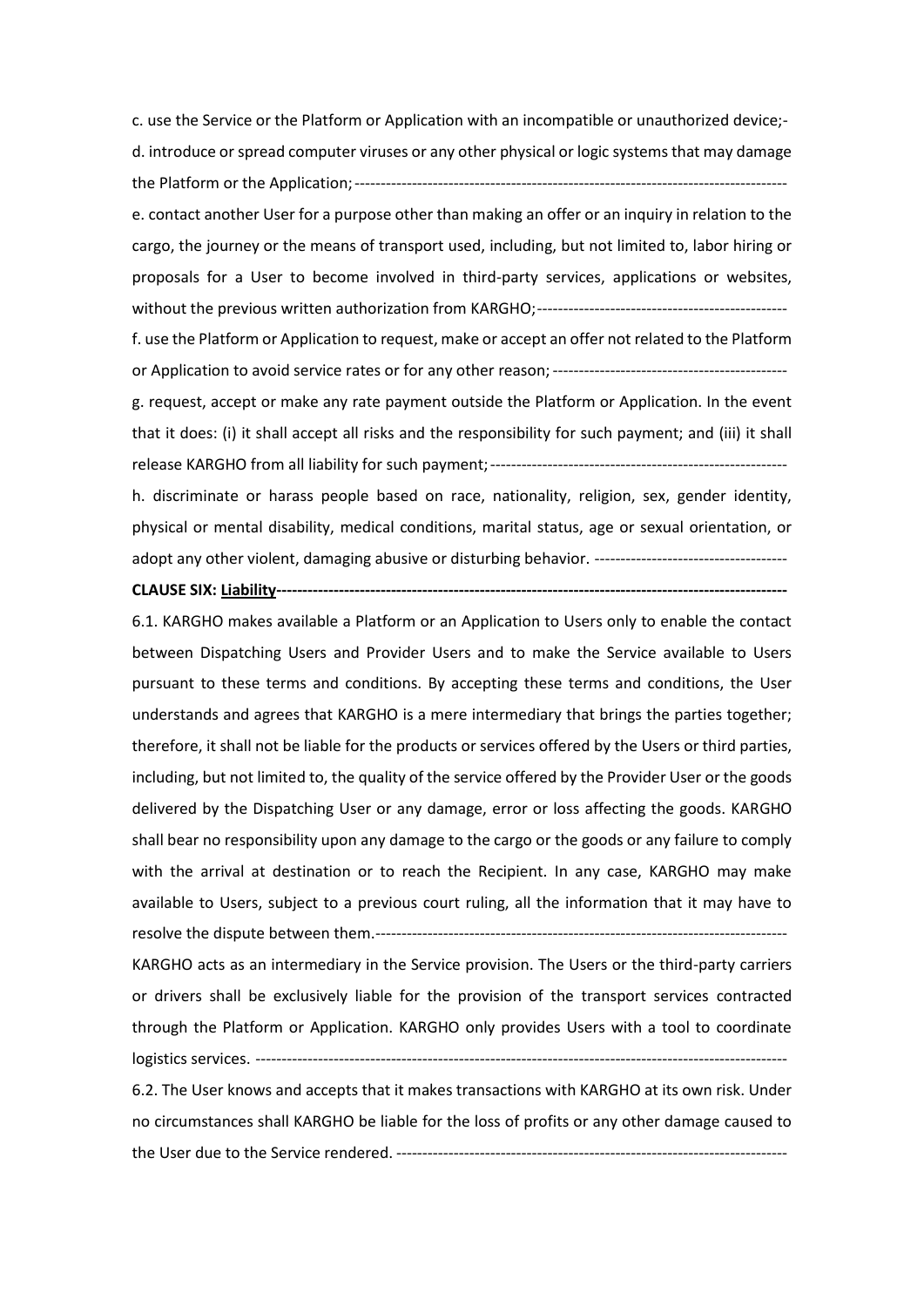c. use the Service or the Platform or Application with an incompatible or unauthorized device;-

d. introduce or spread computer viruses or any other physical or logic systems that may damage the Platform or the Application;-----------------------------------------------------------------------------------

e. contact another User for a purpose other than making an offer or an inquiry in relation to the cargo, the journey or the means of transport used, including, but not limited to, labor hiring or proposals for a User to become involved in third-party services, applications or websites, without the previous written authorization from KARGHO;------------------------------------------------

f. use the Platform or Application to request, make or accept an offer not related to the Platform or Application to avoid service rates or for any other reason;---------------------------------------------

g. request, accept or make any rate payment outside the Platform or Application. In the event that it does: (i) it shall accept all risks and the responsibility for such payment; and (iii) it shall release KARGHO from all liability for such payment;---------------------------------------------------------

h. discriminate or harass people based on race, nationality, religion, sex, gender identity, physical or mental disability, medical conditions, marital status, age or sexual orientation, or adopt any other violent, damaging abusive or disturbing behavior. -------------------------------------

**CLAUSE SIX: Liability**---------------------------------------------------------------------------------------------------

6.1. KARGHO makes available a Platform or an Application to Users only to enable the contact between Dispatching Users and Provider Users and to make the Service available to Users pursuant to these terms and conditions. By accepting these terms and conditions, the User understands and agrees that KARGHO is a mere intermediary that brings the parties together; therefore, it shall not be liable for the products or services offered by the Users or third parties, including, but not limited to, the quality of the service offered by the Provider User or the goods delivered by the Dispatching User or any damage, error or loss affecting the goods. KARGHO shall bear no responsibility upon any damage to the cargo or the goods or any failure to comply with the arrival at destination or to reach the Recipient. In any case, KARGHO may make available to Users, subject to a previous court ruling, all the information that it may have to resolve the dispute between them.-------------------------------------------------------------------------------

KARGHO acts as an intermediary in the Service provision. The Users or the third-party carriers or drivers shall be exclusively liable for the provision of the transport services contracted through the Platform or Application. KARGHO only provides Users with a tool to coordinate logistics services. ------------------------------------------------------------------------------------------------------

6.2. The User knows and accepts that it makes transactions with KARGHO at its own risk. Under no circumstances shall KARGHO be liable for the loss of profits or any other damage caused to the User due to the Service rendered. ---------------------------------------------------------------------------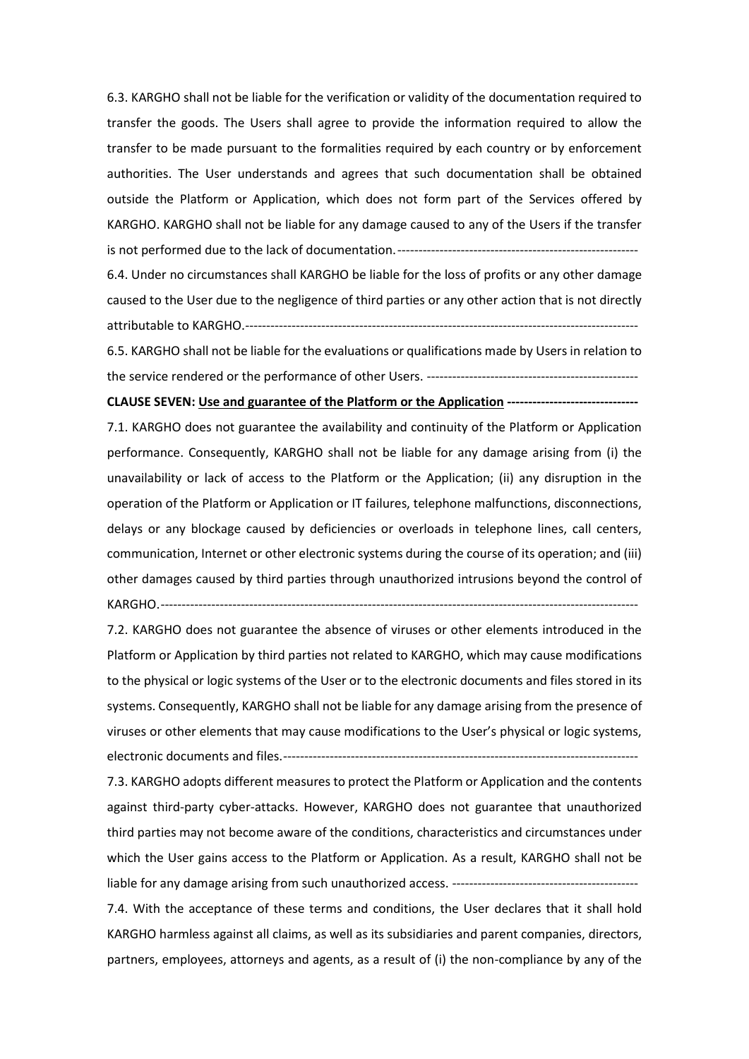6.3. KARGHO shall not be liable for the verification or validity of the documentation required to transfer the goods. The Users shall agree to provide the information required to allow the transfer to be made pursuant to the formalities required by each country or by enforcement authorities. The User understands and agrees that such documentation shall be obtained outside the Platform or Application, which does not form part of the Services offered by KARGHO. KARGHO shall not be liable for any damage caused to any of the Users if the transfer is not performed due to the lack of documentation.---------------------------------------------------------

6.4. Under no circumstances shall KARGHO be liable for the loss of profits or any other damage caused to the User due to the negligence of third parties or any other action that is not directly attributable to KARGHO.---------------------------------------------------------------------------------------------

6.5. KARGHO shall not be liable for the evaluations or qualifications made by Users in relation to the service rendered or the performance of other Users. --------------------------------------------------

**CLAUSE SEVEN: <u>Use and guarantee of the Platform or the Application</u> -------------------------------**

7.1. KARGHO does not guarantee the availability and continuity of the Platform or Application performance. Consequently, KARGHO shall not be liable for any damage arising from (i) the unavailability or lack of access to the Platform or the Application; (ii) any disruption in the operation of the Platform or Application or IT failures, telephone malfunctions, disconnections, delays or any blockage caused by deficiencies or overloads in telephone lines, call centers, communication, Internet or other electronic systems during the course of its operation; and (iii) other damages caused by third parties through unauthorized intrusions beyond the control of KARGHO.-----------------------------------------------------------------------------------------------------------------

7.2. KARGHO does not guarantee the absence of viruses or other elements introduced in the Platform or Application by third parties not related to KARGHO, which may cause modifications to the physical or logic systems of the User or to the electronic documents and files stored in its systems. Consequently, KARGHO shall not be liable for any damage arising from the presence of viruses or other elements that may cause modifications to the User's physical or logic systems, electronic documents and files.------------------------------------------------------------------------------------

7.3. KARGHO adopts different measures to protect the Platform or Application and the contents against third-party cyber-attacks. However, KARGHO does not guarantee that unauthorized third parties may not become aware of the conditions, characteristics and circumstances under which the User gains access to the Platform or Application. As a result, KARGHO shall not be liable for any damage arising from such unauthorized access. --------------------------------------------

7.4. With the acceptance of these terms and conditions, the User declares that it shall hold KARGHO harmless against all claims, as well as its subsidiaries and parent companies, directors, partners, employees, attorneys and agents, as a result of (i) the non-compliance by any of the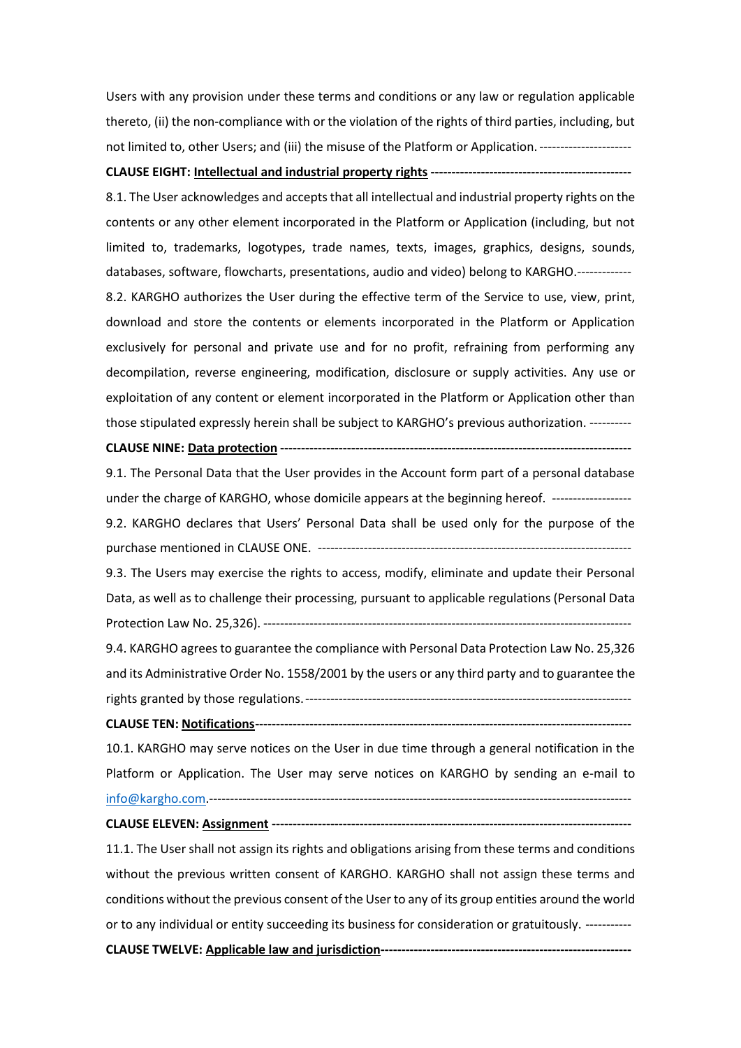Users with any provision under these terms and conditions or any law or regulation applicable thereto, (ii) the non-compliance with or the violation of the rights of third parties, including, but not limited to, other Users; and (iii) the misuse of the Platform or Application. ----------------------

**CLAUSE EIGHT: Intellectual and industrial property rights** ------------------------------------------------

8.1. The User acknowledges and accepts that all intellectual and industrial property rights on the contents or any other element incorporated in the Platform or Application (including, but not limited to, trademarks, logotypes, trade names, texts, images, graphics, designs, sounds, databases, software, flowcharts, presentations, audio and video) belong to KARGHO.-------------

8.2. KARGHO authorizes the User during the effective term of the Service to use, view, print, download and store the contents or elements incorporated in the Platform or Application exclusively for personal and private use and for no profit, refraining from performing any decompilation, reverse engineering, modification, disclosure or supply activities. Any use or exploitation of any content or element incorporated in the Platform or Application other than those stipulated expressly herein shall be subject to KARGHO's previous authorization. ----------

**CLAUSE NINE: Data protection** ----------------------------------------------------------------------------------

9.1. The Personal Data that the User provides in the Account form part of a personal database under the charge of KARGHO, whose domicile appears at the beginning hereof. -------------------

9.2. KARGHO declares that Users' Personal Data shall be used only for the purpose of the purchase mentioned in CLAUSE ONE. ---------------------------------------------------------------------------

9.3. The Users may exercise the rights to access, modify, eliminate and update their Personal Data, as well as to challenge their processing, pursuant to applicable regulations (Personal Data Protection Law No. 25,326). -----------------------------------------------------------------------------------

9.4. KARGHO agrees to guarantee the compliance with Personal Data Protection Law No. 25,326 and its Administrative Order No. 1558/2001 by the users or any third party and to guarantee the rights granted by those regulations. -----------------------------------------------------------------------------

**CLAUSE TEN: Notifications**----------------------------------------------------------------------------------------

10.1. KARGHO may serve notices on the User in due time through a general notification in the Platform or Application. The User may serve notices on KARGHO by sending an e-mail to info@kargho.com.-------------------------------------------------------------------------------------------------

**CLAUSE ELEVEN: Assignment** -------------------------------------------------------------------------------------

11.1. The User shall not assign its rights and obligations arising from these terms and conditions without the previous written consent of KARGHO. KARGHO shall not assign these terms and conditions without the previous consent of the User to any of its group entities around the world or to any individual or entity succeeding its business for consideration or gratuitously. -----------

**CLAUSE TWELVE: Applicable law and jurisdiction**-----------------------------------------------------------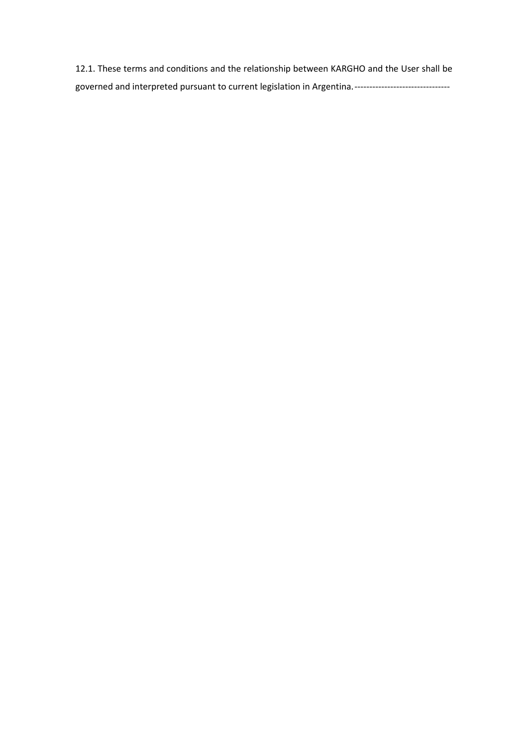12.1. These terms and conditions and the relationship between KARGHO and the User shall be governed and interpreted pursuant to current legislation in Argentina.--------------------------------